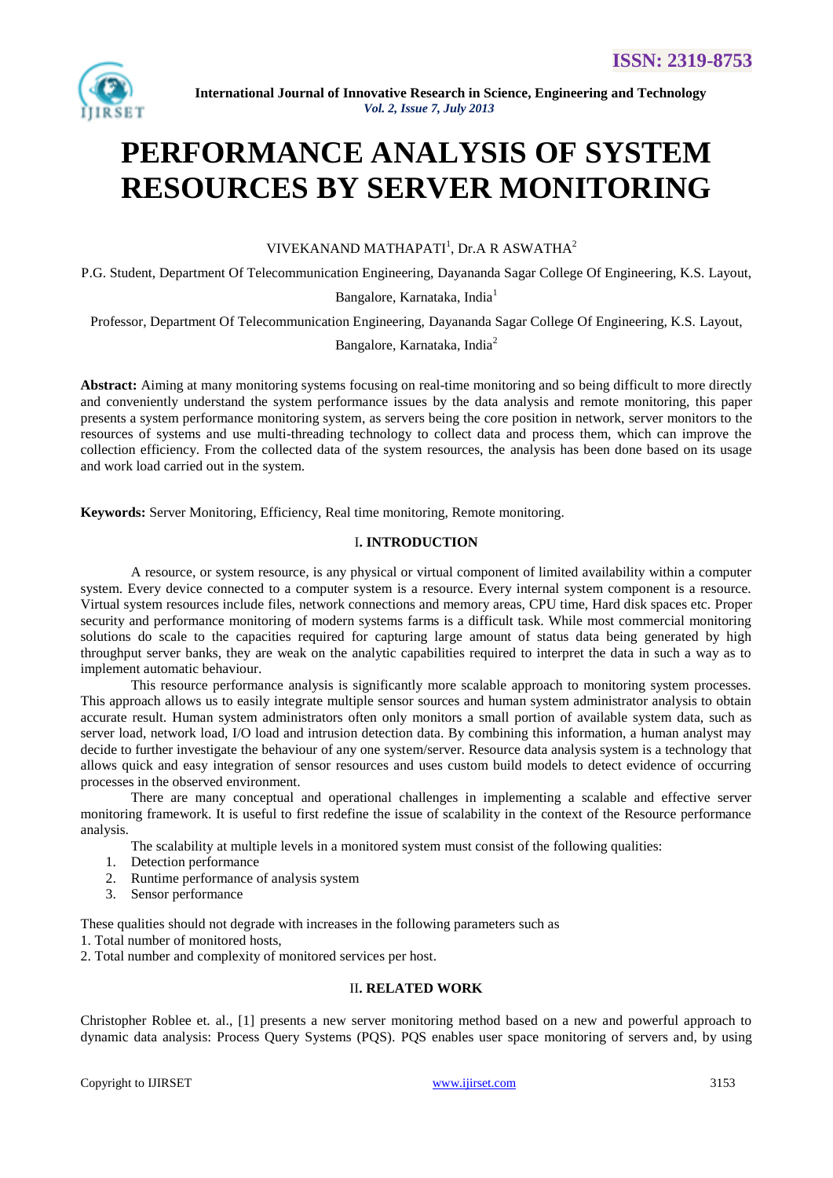# PERFORMANCE ANALYSIS OF SYSTEM RESOURCES BY SERVER MONITORING

VIVEKANAND MATHAPATI[1], Dr.A R ASWATHA[2]

P.G. Student, Department Of Telecommunication Engineering, Dayananda Sagar College Of Engineering, K.S. Layout, Bangalore, Karnataka, India[1]

Professor, Department Of Telecommunication Engineering, Dayananda Sagar College Of Engineering, K.S. Layout, Bangalore, Karnataka, India[2]

**Abstract:** Aiming at many monitoring systems focusing on real-time monitoring and so being difficult to more directly and conveniently understand the system performance issues by the data analysis and remote monitoring, this paper presents a system performance monitoring system, as servers being the core position in network, server monitors to the resources of systems and use multi-threading technology to collect data and process them, which can improve the collection efficiency. From the collected data of the system resources, the analysis has been done based on its usage and work load carried out in the system.

**Keywords:** Server Monitoring, Efficiency, Real time monitoring, Remote monitoring.

## I. INTRODUCTION

A resource, or system resource, is any physical or virtual component of limited availability within a computer system. Every device connected to a computer system is a resource. Every internal system component is a resource. Virtual system resources include files, network connections and memory areas, CPU time, Hard disk spaces etc. Proper security and performance monitoring of modern systems farms is a difficult task. While most commercial monitoring solutions do scale to the capacities required for capturing large amount of status data being generated by high throughput server banks, they are weak on the analytic capabilities required to interpret the data in such a way as to implement automatic behaviour.

This resource performance analysis is significantly more scalable approach to monitoring system processes. This approach allows us to easily integrate multiple sensor sources and human system administrator analysis to obtain accurate result. Human system administrators often only monitors a small portion of available system data, such as server load, network load, I/O load and intrusion detection data. By combining this information, a human analyst may decide to further investigate the behaviour of any one system/server. Resource data analysis system is a technology that allows quick and easy integration of sensor resources and uses custom build models to detect evidence of occurring processes in the observed environment.

There are many conceptual and operational challenges in implementing a scalable and effective server monitoring framework. It is useful to first redefine the issue of scalability in the context of the Resource performance analysis.

The scalability at multiple levels in a monitored system must consist of the following qualities:

1. Detection performance
2. Runtime performance of analysis system
3. Sensor performance

These qualities should not degrade with increases in the following parameters such as

1. Total number of monitored hosts,
2. Total number and complexity of monitored services per host.

## II. RELATED WORK

Christopher Roblee et. al., [1] presents a new server monitoring method based on a new and powerful approach to dynamic data analysis: Process Query Systems (PQS). PQS enables user space monitoring of servers and, by using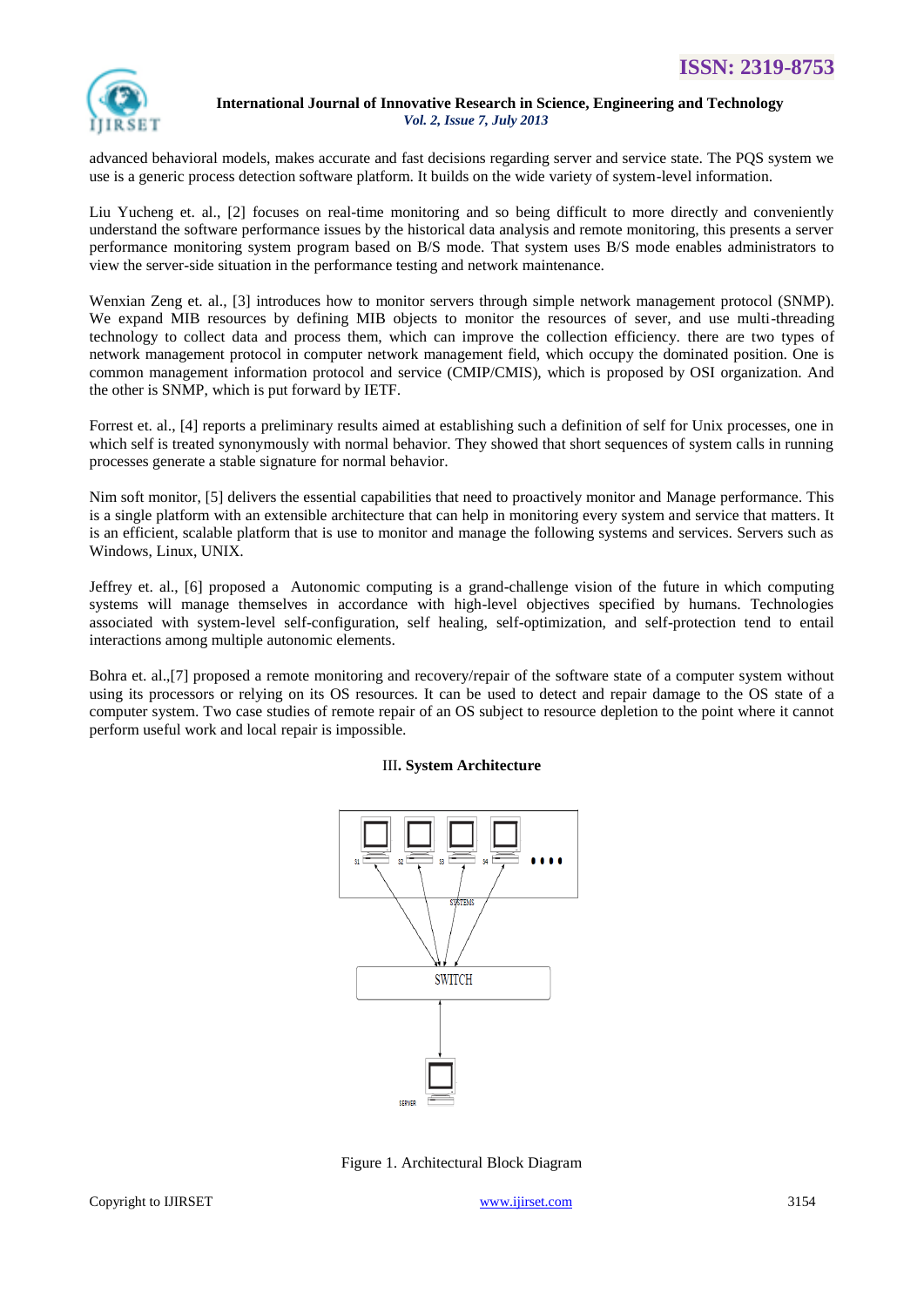advanced behavioral models, makes accurate and fast decisions regarding server and service state. The PQS system we use is a generic process detection software platform. It builds on the wide variety of system-level information.

Liu Yucheng et. al., [2] focuses on real-time monitoring and so being difficult to more directly and conveniently understand the software performance issues by the historical data analysis and remote monitoring, this presents a server performance monitoring system program based on B/S mode. That system uses B/S mode enables administrators to view the server-side situation in the performance testing and network maintenance.

Wenxian Zeng et. al., [3] introduces how to monitor servers through simple network management protocol (SNMP). We expand MIB resources by defining MIB objects to monitor the resources of sever, and use multi-threading technology to collect data and process them, which can improve the collection efficiency. there are two types of network management protocol in computer network management field, which occupy the dominated position. One is common management information protocol and service (CMIP/CMIS), which is proposed by OSI organization. And the other is SNMP, which is put forward by IETF.

Forrest et. al., [4] reports a preliminary results aimed at establishing such a definition of self for Unix processes, one in which self is treated synonymously with normal behavior. They showed that short sequences of system calls in running processes generate a stable signature for normal behavior.

Nim soft monitor, [5] delivers the essential capabilities that need to proactively monitor and Manage performance. This is a single platform with an extensible architecture that can help in monitoring every system and service that matters. It is an efficient, scalable platform that is use to monitor and manage the following systems and services. Servers such as Windows, Linux, UNIX.

Jeffrey et. al., [6] proposed a Autonomic computing is a grand-challenge vision of the future in which computing systems will manage themselves in accordance with high-level objectives specified by humans. Technologies associated with system-level self-configuration, self healing, self-optimization, and self-protection tend to entail interactions among multiple autonomic elements.

Bohra et. al.,[7] proposed a remote monitoring and recovery/repair of the software state of a computer system without using its processors or relying on its OS resources. It can be used to detect and repair damage to the OS state of a computer system. Two case studies of remote repair of an OS subject to resource depletion to the point where it cannot perform useful work and local repair is impossible.

## III. System Architecture

Figure 1. Architectural Block Diagram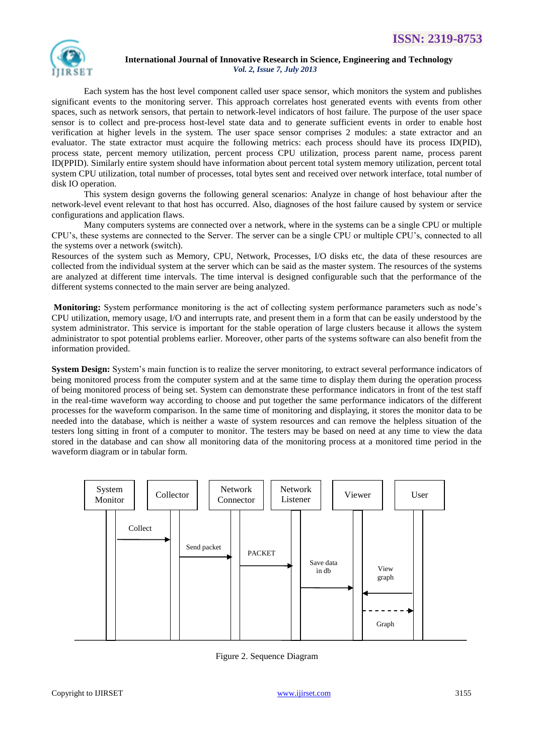Each system has the host level component called user space sensor, which monitors the system and publishes significant events to the monitoring server. This approach correlates host generated events with events from other spaces, such as network sensors, that pertain to network-level indicators of host failure. The purpose of the user space sensor is to collect and pre-process host-level state data and to generate sufficient events in order to enable host verification at higher levels in the system. The user space sensor comprises 2 modules: a state extractor and an evaluator. The state extractor must acquire the following metrics: each process should have its process ID(PID), process state, percent memory utilization, percent process CPU utilization, process parent name, process parent ID(PPID). Similarly entire system should have information about percent total system memory utilization, percent total system CPU utilization, total number of processes, total bytes sent and received over network interface, total number of disk IO operation.

This system design governs the following general scenarios: Analyze in change of host behaviour after the network-level event relevant to that host has occurred. Also, diagnoses of the host failure caused by system or service configurations and application flaws.

Many computers systems are connected over a network, where in the systems can be a single CPU or multiple CPU's, these systems are connected to the Server. The server can be a single CPU or multiple CPU's, connected to all the systems over a network (switch).

Resources of the system such as Memory, CPU, Network, Processes, I/O disks etc, the data of these resources are collected from the individual system at the server which can be said as the master system. The resources of the systems are analyzed at different time intervals. The time interval is designed configurable such that the performance of the different systems connected to the main server are being analyzed.

**Monitoring:** System performance monitoring is the act of collecting system performance parameters such as node's CPU utilization, memory usage, I/O and interrupts rate, and present them in a form that can be easily understood by the system administrator. This service is important for the stable operation of large clusters because it allows the system administrator to spot potential problems earlier. Moreover, other parts of the systems software can also benefit from the information provided.

**System Design:** System's main function is to realize the server monitoring, to extract several performance indicators of being monitored process from the computer system and at the same time to display them during the operation process of being monitored process of being set. System can demonstrate these performance indicators in front of the test staff in the real-time waveform way according to choose and put together the same performance indicators of the different processes for the waveform comparison. In the same time of monitoring and displaying, it stores the monitor data to be needed into the database, which is neither a waste of system resources and can remove the helpless situation of the testers long sitting in front of a computer to monitor. The testers may be based on need at any time to view the data stored in the database and can show all monitoring data of the monitoring process at a monitored time period in the waveform diagram or in tabular form.

| System Monitor | Collector | Network Connector | Network Listener | Viewer | User |
|---|---|---|---|---|---|
| Collect → | | | | | |
| | Send packet → | | | | |
| | | PACKET → | | | |
| | | | Save data in db → | | |
| | | | | ← View graph | |
| | | | | Graph - - → | |

Figure 2. Sequence Diagram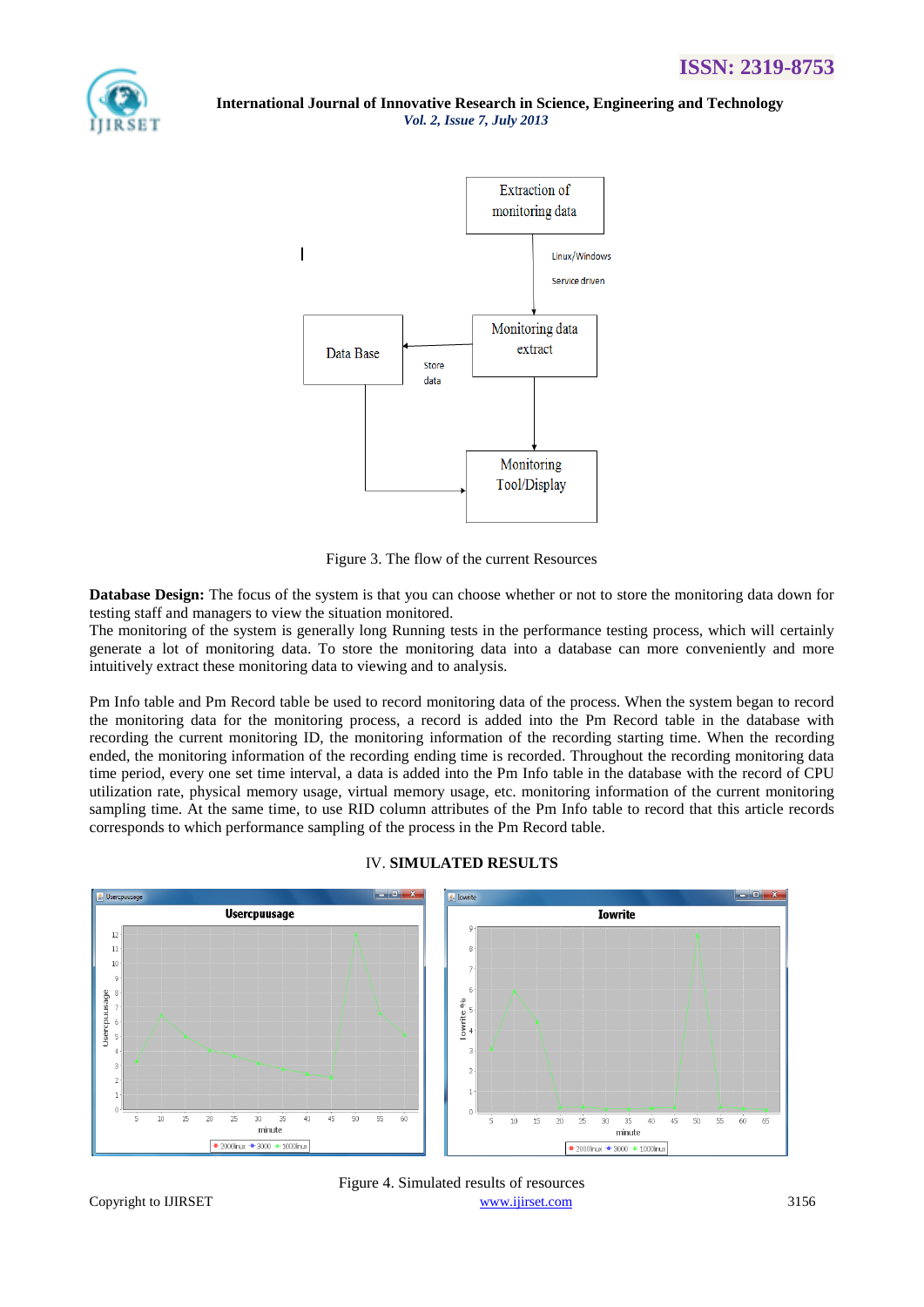Figure 3. The flow of the current Resources

**Database Design:** The focus of the system is that you can choose whether or not to store the monitoring data down for testing staff and managers to view the situation monitored.

The monitoring of the system is generally long Running tests in the performance testing process, which will certainly generate a lot of monitoring data. To store the monitoring data into a database can more conveniently and more intuitively extract these monitoring data to viewing and to analysis.

Pm Info table and Pm Record table be used to record monitoring data of the process. When the system began to record the monitoring data for the monitoring process, a record is added into the Pm Record table in the database with recording the current monitoring ID, the monitoring information of the recording starting time. When the recording ended, the monitoring information of the recording ending time is recorded. Throughout the recording monitoring data time period, every one set time interval, a data is added into the Pm Info table in the database with the record of CPU utilization rate, physical memory usage, virtual memory usage, etc. monitoring information of the current monitoring sampling time. At the same time, to use RID column attributes of the Pm Info table to record that this article records corresponds to which performance sampling of the process in the Pm Record table.

## IV. SIMULATED RESULTS

Figure 4. Simulated results of resources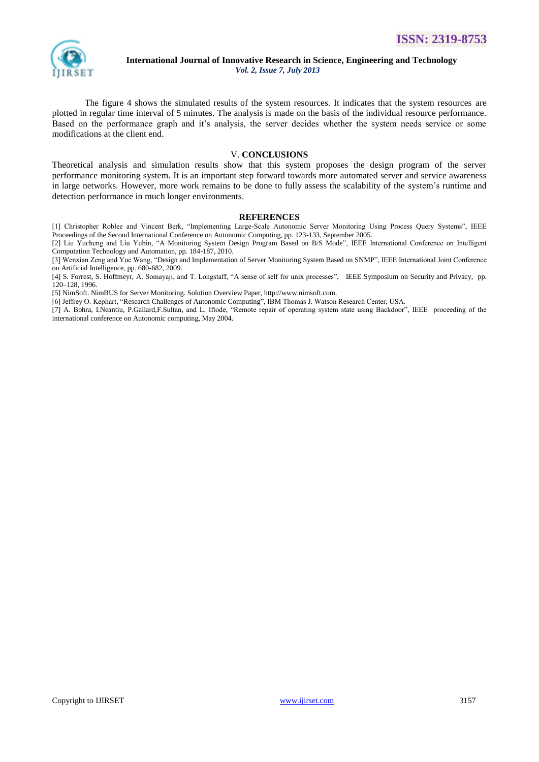The figure 4 shows the simulated results of the system resources. It indicates that the system resources are plotted in regular time interval of 5 minutes. The analysis is made on the basis of the individual resource performance. Based on the performance graph and it's analysis, the server decides whether the system needs service or some modifications at the client end.

## V. CONCLUSIONS

Theoretical analysis and simulation results show that this system proposes the design program of the server performance monitoring system. It is an important step forward towards more automated server and service awareness in large networks. However, more work remains to be done to fully assess the scalability of the system's runtime and detection performance in much longer environments.

## REFERENCES

[1] Christopher Roblee and Vincent Berk, "Implementing Large-Scale Autonomic Server Monitoring Using Process Query Systems", IEEE Proceedings of the Second International Conference on Autonomic Computing, pp. 123-133, September 2005.

[2] Liu Yucheng and Liu Yubin, "A Monitoring System Design Program Based on B/S Mode", IEEE International Conference on Intelligent Computation Technology and Automation, pp. 184-187, 2010.

[3] Wenxian Zeng and Yue Wang, "Design and Implementation of Server Monitoring System Based on SNMP", IEEE International Joint Conference on Artificial Intelligence, pp. 680-682, 2009.

[4] S. Forrest, S. Hoffmeyr, A. Somayaji, and T. Longstaff, "A sense of self for unix processes", IEEE Symposium on Security and Privacy, pp. 120–128, 1996.

[5] NimSoft. NimBUS for Server Monitoring. Solution Overview Paper, http://www.nimsoft.com.

[6] Jeffrey O. Kephart, "Research Challenges of Autonomic Computing", IBM Thomas J. Watson Research Center, USA.

[7] A. Bohra, I.Neantiu, P.Gallard,F.Sultan, and L. Iftode, "Remote repair of operating system state using Backdoor", IEEE proceeding of the international conference on Autonomic computing, May 2004.